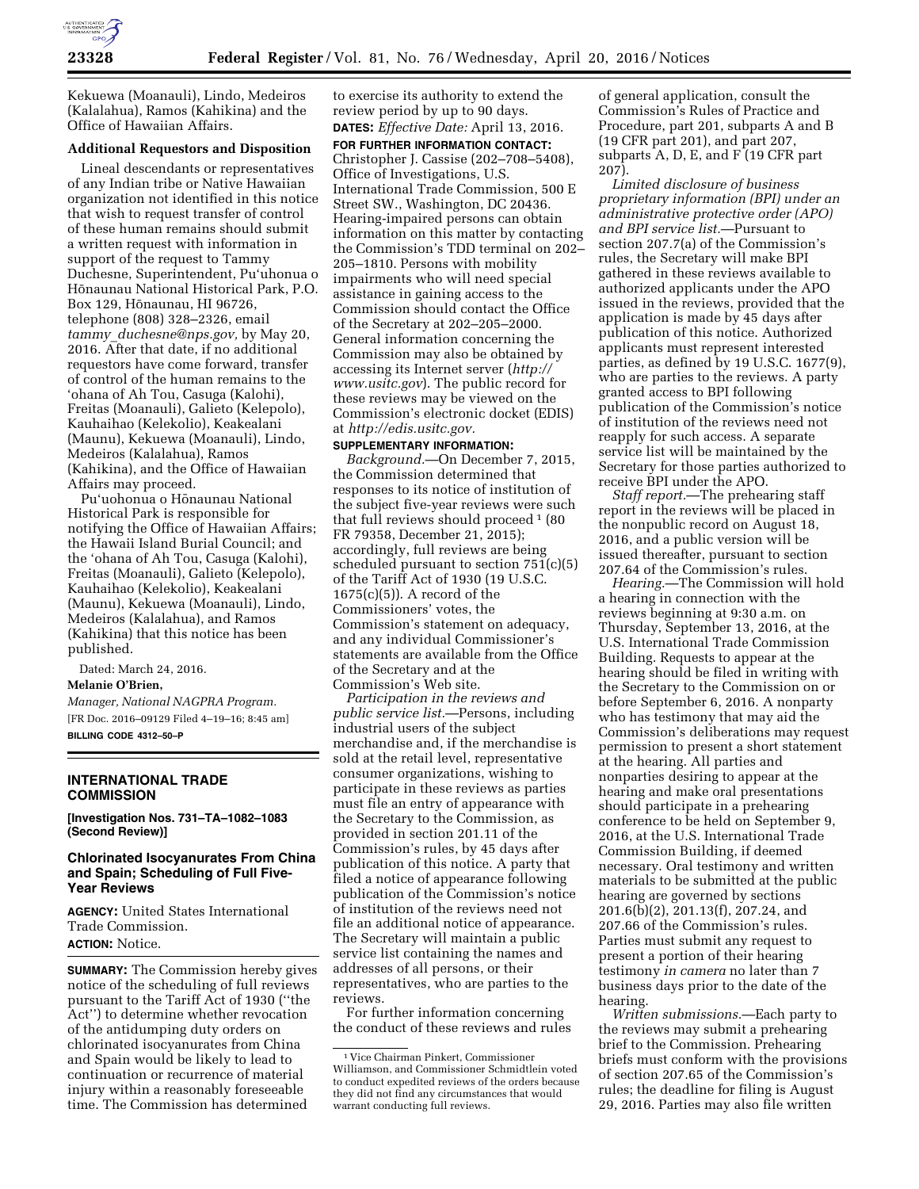Kekuewa (Moanauli), Lindo, Medeiros (Kalalahua), Ramos (Kahikina) and the Office of Hawaiian Affairs.

**Additional Requestors and Disposition**

Lineal descendants or representatives of any Indian tribe or Native Hawaiian organization not identified in this notice that wish to request transfer of control of these human remains should submit a written request with information in support of the request to Tammy Duchesne, Superintendent, Pu'uhonua o Hōnaunau National Historical Park, P.O. Box 129, Hōnaunau, HI 96726, telephone (808) 328–2326, email *tammy_duchesne@nps.gov,* by May 20, 2016. After that date, if no additional requestors have come forward, transfer of control of the human remains to the 'ohana of Ah Tou, Casuga (Kalohi), Freitas (Moanauli), Galieto (Kelepolo), Kauhaihao (Kelekolio), Keakealani (Maunu), Kekuewa (Moanauli), Lindo, Medeiros (Kalalahua), Ramos (Kahikina), and the Office of Hawaiian Affairs may proceed.

Pu'uohonua o Hōnaunau National Historical Park is responsible for notifying the Office of Hawaiian Affairs; the Hawaii Island Burial Council; and the 'ohana of Ah Tou, Casuga (Kalohi), Freitas (Moanauli), Galieto (Kelepolo), Kauhaihao (Kelekolio), Keakealani (Maunu), Kekuewa (Moanauli), Lindo, Medeiros (Kalalahua), and Ramos (Kahikina) that this notice has been published.

Dated: March 24, 2016.

**Melanie O'Brien,**

*Manager, National NAGPRA Program.*

[FR Doc. 2016–09129 Filed 4–19–16; 8:45 am]

**BILLING CODE 4312–50–P**

## INTERNATIONAL TRADE COMMISSION

**[Investigation Nos. 731–TA–1082–1083 (Second Review)]**

### Chlorinated Isocyanurates From China and Spain; Scheduling of Full Five-Year Reviews

**AGENCY:** United States International Trade Commission.

**ACTION:** Notice.

**SUMMARY:** The Commission hereby gives notice of the scheduling of full reviews pursuant to the Tariff Act of 1930 (''the Act'') to determine whether revocation of the antidumping duty orders on chlorinated isocyanurates from China and Spain would be likely to lead to continuation or recurrence of material injury within a reasonably foreseeable time. The Commission has determined to exercise its authority to extend the review period by up to 90 days.

**DATES:** *Effective Date:* April 13, 2016.

**FOR FURTHER INFORMATION CONTACT:** Christopher J. Cassise (202–708–5408), Office of Investigations, U.S. International Trade Commission, 500 E Street SW., Washington, DC 20436. Hearing-impaired persons can obtain information on this matter by contacting the Commission's TDD terminal on 202–205–1810. Persons with mobility impairments who will need special assistance in gaining access to the Commission should contact the Office of the Secretary at 202–205–2000. General information concerning the Commission may also be obtained by accessing its Internet server (*http://www.usitc.gov*). The public record for these reviews may be viewed on the Commission's electronic docket (EDIS) at *http://edis.usitc.gov.*

**SUPPLEMENTARY INFORMATION:**

*Background.*—On December 7, 2015, the Commission determined that responses to its notice of institution of the subject five-year reviews were such that full reviews should proceed [1] (80 FR 79358, December 21, 2015); accordingly, full reviews are being scheduled pursuant to section 751(c)(5) of the Tariff Act of 1930 (19 U.S.C. 1675(c)(5)). A record of the Commissioners' votes, the Commission's statement on adequacy, and any individual Commissioner's statements are available from the Office of the Secretary and at the Commission's Web site.

*Participation in the reviews and public service list.*—Persons, including industrial users of the subject merchandise and, if the merchandise is sold at the retail level, representative consumer organizations, wishing to participate in these reviews as parties must file an entry of appearance with the Secretary to the Commission, as provided in section 201.11 of the Commission's rules, by 45 days after publication of this notice. A party that filed a notice of appearance following publication of the Commission's notice of institution of the reviews need not file an additional notice of appearance. The Secretary will maintain a public service list containing the names and addresses of all persons, or their representatives, who are parties to the reviews.

For further information concerning the conduct of these reviews and rules of general application, consult the Commission's Rules of Practice and Procedure, part 201, subparts A and B (19 CFR part 201), and part 207, subparts A, D, E, and F (19 CFR part 207).

*Limited disclosure of business proprietary information (BPI) under an administrative protective order (APO) and BPI service list.*—Pursuant to section 207.7(a) of the Commission's rules, the Secretary will make BPI gathered in these reviews available to authorized applicants under the APO issued in the reviews, provided that the application is made by 45 days after publication of this notice. Authorized applicants must represent interested parties, as defined by 19 U.S.C. 1677(9), who are parties to the reviews. A party granted access to BPI following publication of the Commission's notice of institution of the reviews need not reapply for such access. A separate service list will be maintained by the Secretary for those parties authorized to receive BPI under the APO.

*Staff report.*—The prehearing staff report in the reviews will be placed in the nonpublic record on August 18, 2016, and a public version will be issued thereafter, pursuant to section 207.64 of the Commission's rules.

*Hearing.*—The Commission will hold a hearing in connection with the reviews beginning at 9:30 a.m. on Thursday, September 13, 2016, at the U.S. International Trade Commission Building. Requests to appear at the hearing should be filed in writing with the Secretary to the Commission on or before September 6, 2016. A nonparty who has testimony that may aid the Commission's deliberations may request permission to present a short statement at the hearing. All parties and nonparties desiring to appear at the hearing and make oral presentations should participate in a prehearing conference to be held on September 9, 2016, at the U.S. International Trade Commission Building, if deemed necessary. Oral testimony and written materials to be submitted at the public hearing are governed by sections 201.6(b)(2), 201.13(f), 207.24, and 207.66 of the Commission's rules. Parties must submit any request to present a portion of their hearing testimony *in camera* no later than 7 business days prior to the date of the hearing.

*Written submissions.*—Each party to the reviews may submit a prehearing brief to the Commission. Prehearing briefs must conform with the provisions of section 207.65 of the Commission's rules; the deadline for filing is August 29, 2016. Parties may also file written

[1] Vice Chairman Pinkert, Commissioner Williamson, and Commissioner Schmidtlein voted to conduct expedited reviews of the orders because they did not find any circumstances that would warrant conducting full reviews.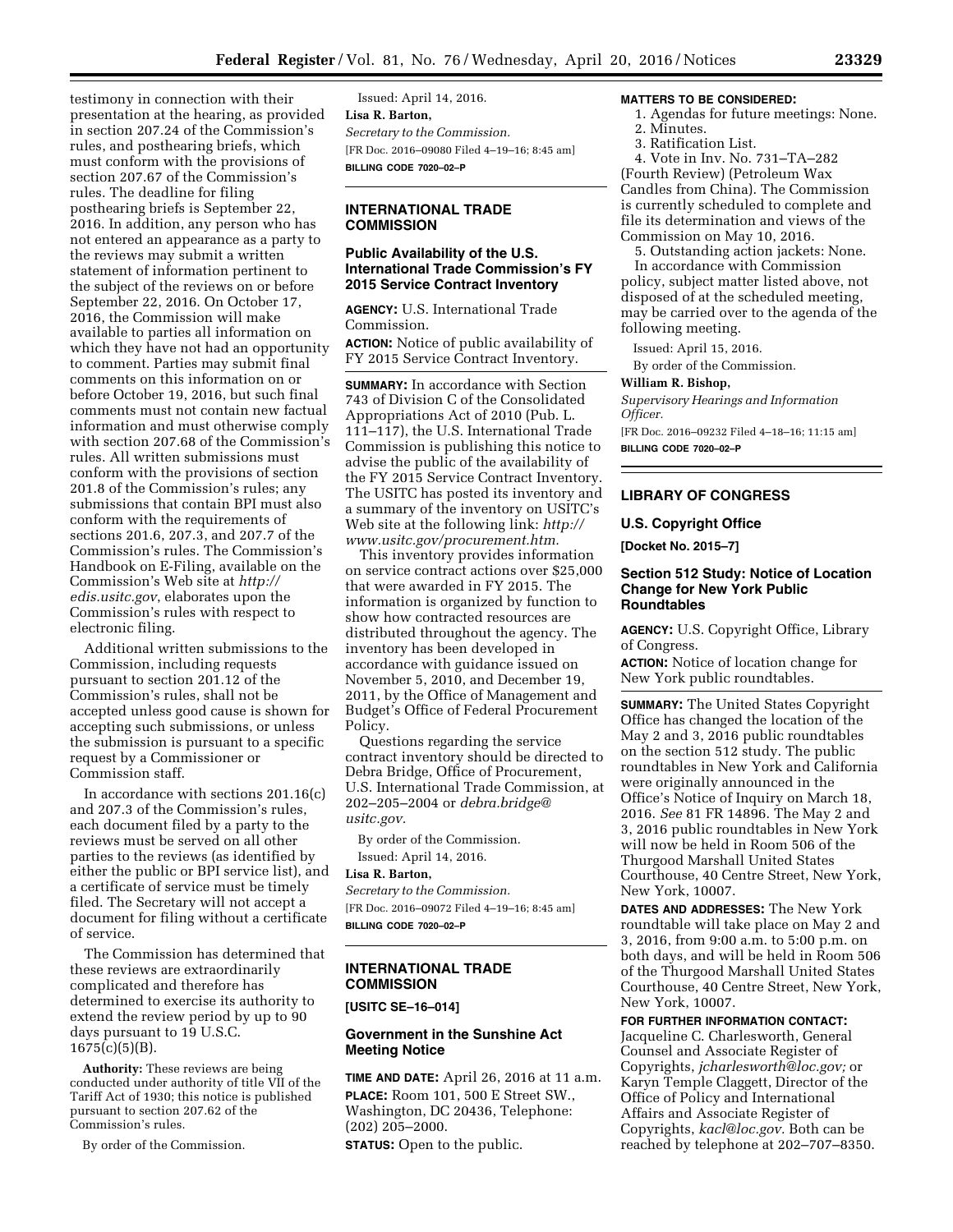testimony in connection with their presentation at the hearing, as provided in section 207.24 of the Commission's rules, and posthearing briefs, which must conform with the provisions of section 207.67 of the Commission's rules. The deadline for filing posthearing briefs is September 22, 2016. In addition, any person who has not entered an appearance as a party to the reviews may submit a written statement of information pertinent to the subject of the reviews on or before September 22, 2016. On October 17, 2016, the Commission will make available to parties all information on which they have not had an opportunity to comment. Parties may submit final comments on this information on or before October 19, 2016, but such final comments must not contain new factual information and must otherwise comply with section 207.68 of the Commission's rules. All written submissions must conform with the provisions of section 201.8 of the Commission's rules; any submissions that contain BPI must also conform with the requirements of sections 201.6, 207.3, and 207.7 of the Commission's rules. The Commission's Handbook on E-Filing, available on the Commission's Web site at *http://edis.usitc.gov*, elaborates upon the Commission's rules with respect to electronic filing.

Additional written submissions to the Commission, including requests pursuant to section 201.12 of the Commission's rules, shall not be accepted unless good cause is shown for accepting such submissions, or unless the submission is pursuant to a specific request by a Commissioner or Commission staff.

In accordance with sections 201.16(c) and 207.3 of the Commission's rules, each document filed by a party to the reviews must be served on all other parties to the reviews (as identified by either the public or BPI service list), and a certificate of service must be timely filed. The Secretary will not accept a document for filing without a certificate of service.

The Commission has determined that these reviews are extraordinarily complicated and therefore has determined to exercise its authority to extend the review period by up to 90 days pursuant to 19 U.S.C. 1675(c)(5)(B).

**Authority:** These reviews are being conducted under authority of title VII of the Tariff Act of 1930; this notice is published pursuant to section 207.62 of the Commission's rules.

By order of the Commission.

Issued: April 14, 2016.

**Lisa R. Barton,**

*Secretary to the Commission.*

[FR Doc. 2016–09080 Filed 4–19–16; 8:45 am]

**BILLING CODE 7020–02–P**

## INTERNATIONAL TRADE COMMISSION

### Public Availability of the U.S. International Trade Commission's FY 2015 Service Contract Inventory

**AGENCY:** U.S. International Trade Commission.

**ACTION:** Notice of public availability of FY 2015 Service Contract Inventory.

**SUMMARY:** In accordance with Section 743 of Division C of the Consolidated Appropriations Act of 2010 (Pub. L. 111–117), the U.S. International Trade Commission is publishing this notice to advise the public of the availability of the FY 2015 Service Contract Inventory. The USITC has posted its inventory and a summary of the inventory on USITC's Web site at the following link: *http://www.usitc.gov/procurement.htm.*

This inventory provides information on service contract actions over $25,000 that were awarded in FY 2015. The information is organized by function to show how contracted resources are distributed throughout the agency. The inventory has been developed in accordance with guidance issued on November 5, 2010, and December 19, 2011, by the Office of Management and Budget's Office of Federal Procurement Policy.

Questions regarding the service contract inventory should be directed to Debra Bridge, Office of Procurement, U.S. International Trade Commission, at 202–205–2004 or *debra.bridge@usitc.gov.*

By order of the Commission.

Issued: April 14, 2016.

**Lisa R. Barton,**

*Secretary to the Commission.*

[FR Doc. 2016–09072 Filed 4–19–16; 8:45 am]

**BILLING CODE 7020–02–P**

## INTERNATIONAL TRADE COMMISSION

**[USITC SE–16–014]**

### Government in the Sunshine Act Meeting Notice

**TIME AND DATE:** April 26, 2016 at 11 a.m.

**PLACE:** Room 101, 500 E Street SW., Washington, DC 20436, Telephone: (202) 205–2000.

**STATUS:** Open to the public.

**MATTERS TO BE CONSIDERED:**

1. Agendas for future meetings: None.
2. Minutes.
3. Ratification List.
4. Vote in Inv. No. 731–TA–282 (Fourth Review) (Petroleum Wax Candles from China). The Commission is currently scheduled to complete and file its determination and views of the Commission on May 10, 2016.
5. Outstanding action jackets: None.

In accordance with Commission policy, subject matter listed above, not disposed of at the scheduled meeting, may be carried over to the agenda of the following meeting.

Issued: April 15, 2016.

By order of the Commission.

**William R. Bishop,**

*Supervisory Hearings and Information Officer.*

[FR Doc. 2016–09232 Filed 4–18–16; 11:15 am]

**BILLING CODE 7020–02–P**

## LIBRARY OF CONGRESS

### U.S. Copyright Office

**[Docket No. 2015–7]**

### Section 512 Study: Notice of Location Change for New York Public Roundtables

**AGENCY:** U.S. Copyright Office, Library of Congress.

**ACTION:** Notice of location change for New York public roundtables.

**SUMMARY:** The United States Copyright Office has changed the location of the May 2 and 3, 2016 public roundtables on the section 512 study. The public roundtables in New York and California were originally announced in the Office's Notice of Inquiry on March 18, 2016. *See* 81 FR 14896. The May 2 and 3, 2016 public roundtables in New York will now be held in Room 506 of the Thurgood Marshall United States Courthouse, 40 Centre Street, New York, New York, 10007.

**DATES AND ADDRESSES:** The New York roundtable will take place on May 2 and 3, 2016, from 9:00 a.m. to 5:00 p.m. on both days, and will be held in Room 506 of the Thurgood Marshall United States Courthouse, 40 Centre Street, New York, New York, 10007.

**FOR FURTHER INFORMATION CONTACT:** Jacqueline C. Charlesworth, General Counsel and Associate Register of Copyrights, *jcharlesworth@loc.gov;* or Karyn Temple Claggett, Director of the Office of Policy and International Affairs and Associate Register of Copyrights, *kacl@loc.gov.* Both can be reached by telephone at 202–707–8350.